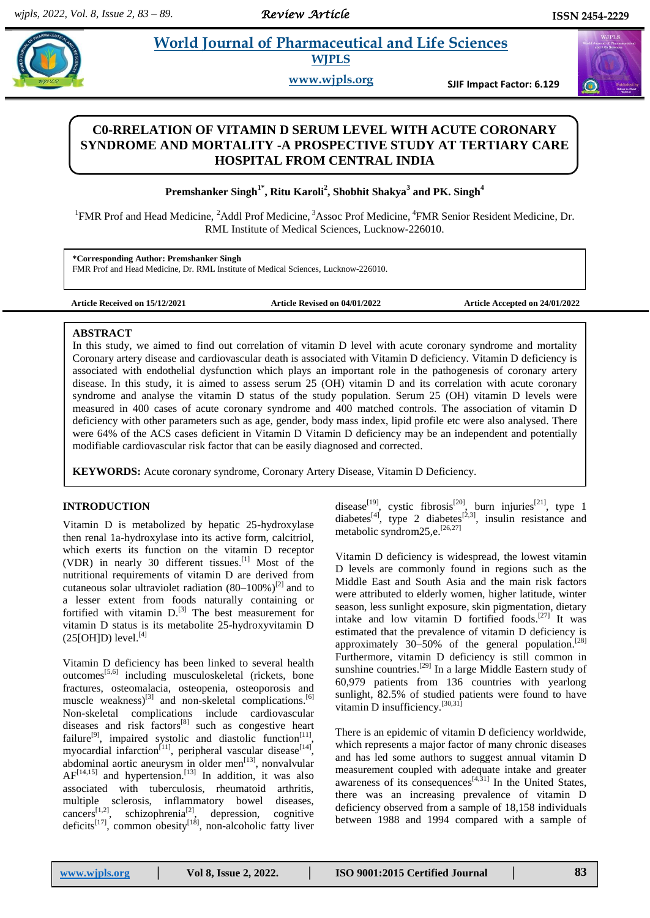# C0-RRELATION OF VITAMIN D SERUM LEVEL WITH ACUTE CORONARY SYNDROME AND MORTALITY -A PROSPECTIVE STUDY AT TERTIARY CARE HOSPITAL FROM CENTRAL INDIA

**Premshanker Singh[1*], Ritu Karoli[2], Shobhit Shakya[3] and PK. Singh[4]**

[1]FMR Prof and Head Medicine, [2]Addl Prof Medicine, [3]Assoc Prof Medicine, [4]FMR Senior Resident Medicine, Dr. RML Institute of Medical Sciences, Lucknow-226010.

**\*Corresponding Author: Premshanker Singh**
FMR Prof and Head Medicine, Dr. RML Institute of Medical Sciences, Lucknow-226010.

**Article Received on 15/12/2021** **Article Revised on 04/01/2022** **Article Accepted on 24/01/2022**

## ABSTRACT

In this study, we aimed to find out correlation of vitamin D level with acute coronary syndrome and mortality Coronary artery disease and cardiovascular death is associated with Vitamin D deficiency. Vitamin D deficiency is associated with endothelial dysfunction which plays an important role in the pathogenesis of coronary artery disease. In this study, it is aimed to assess serum 25 (OH) vitamin D and its correlation with acute coronary syndrome and analyse the vitamin D status of the study population. Serum 25 (OH) vitamin D levels were measured in 400 cases of acute coronary syndrome and 400 matched controls. The association of vitamin D deficiency with other parameters such as age, gender, body mass index, lipid profile etc were also analysed. There were 64% of the ACS cases deficient in Vitamin D Vitamin D deficiency may be an independent and potentially modifiable cardiovascular risk factor that can be easily diagnosed and corrected.

**KEYWORDS:** Acute coronary syndrome, Coronary Artery Disease, Vitamin D Deficiency.

## INTRODUCTION

Vitamin D is metabolized by hepatic 25-hydroxylase then renal 1a-hydroxylase into its active form, calcitriol, which exerts its function on the vitamin D receptor (VDR) in nearly 30 different tissues.[1] Most of the nutritional requirements of vitamin D are derived from cutaneous solar ultraviolet radiation (80–100%)[2] and to a lesser extent from foods naturally containing or fortified with vitamin D.[3] The best measurement for vitamin D status is its metabolite 25-hydroxyvitamin D (25[OH]D) level.[4]

Vitamin D deficiency has been linked to several health outcomes[5,6] including musculoskeletal (rickets, bone fractures, osteomalacia, osteopenia, osteoporosis and muscle weakness)[3] and non-skeletal complications.[6] Non-skeletal complications include cardiovascular diseases and risk factors[8] such as congestive heart failure[9], impaired systolic and diastolic function[11], myocardial infarction[11], peripheral vascular disease[14], abdominal aortic aneurysm in older men[13], nonvalvular AF[14,15] and hypertension.[13] In addition, it was also associated with tuberculosis, rheumatoid arthritis, multiple sclerosis, inflammatory bowel diseases, cancers[1,2], schizophrenia[2], depression, cognitive deficits[17], common obesity[18], non-alcoholic fatty liver disease[19], cystic fibrosis[20], burn injuries[21], type 1 diabetes[4], type 2 diabetes[2,3], insulin resistance and metabolic syndrom25,e.[26,27]

Vitamin D deficiency is widespread, the lowest vitamin D levels are commonly found in regions such as the Middle East and South Asia and the main risk factors were attributed to elderly women, higher latitude, winter season, less sunlight exposure, skin pigmentation, dietary intake and low vitamin D fortified foods.[27] It was estimated that the prevalence of vitamin D deficiency is approximately 30–50% of the general population.[28] Furthermore, vitamin D deficiency is still common in sunshine countries.[29] In a large Middle Eastern study of 60,979 patients from 136 countries with yearlong sunlight, 82.5% of studied patients were found to have vitamin D insufficiency.[30,31]

There is an epidemic of vitamin D deficiency worldwide, which represents a major factor of many chronic diseases and has led some authors to suggest annual vitamin D measurement coupled with adequate intake and greater awareness of its consequences[4,31] In the United States, there was an increasing prevalence of vitamin D deficiency observed from a sample of 18,158 individuals between 1988 and 1994 compared with a sample of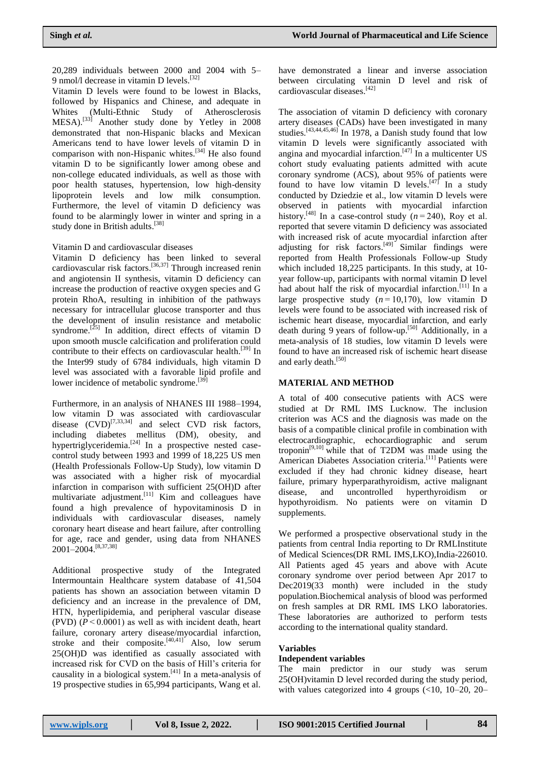20,289 individuals between 2000 and 2004 with 5–9 nmol/l decrease in vitamin D levels.[32]

Vitamin D levels were found to be lowest in Blacks, followed by Hispanics and Chinese, and adequate in Whites (Multi-Ethnic Study of Atherosclerosis MESA).[33] Another study done by Yetley in 2008 demonstrated that non-Hispanic blacks and Mexican Americans tend to have lower levels of vitamin D in comparison with non-Hispanic whites.[34] He also found vitamin D to be significantly lower among obese and non-college educated individuals, as well as those with poor health statuses, hypertension, low high-density lipoprotein levels and low milk consumption. Furthermore, the level of vitamin D deficiency was found to be alarmingly lower in winter and spring in a study done in British adults.[38]

Vitamin D and cardiovascular diseases

Vitamin D deficiency has been linked to several cardiovascular risk factors.[36,37] Through increased renin and angiotensin II synthesis, vitamin D deficiency can increase the production of reactive oxygen species and G protein RhoA, resulting in inhibition of the pathways necessary for intracellular glucose transporter and thus the development of insulin resistance and metabolic syndrome.[25] In addition, direct effects of vitamin D upon smooth muscle calcification and proliferation could contribute to their effects on cardiovascular health.[39] In the Inter99 study of 6784 individuals, high vitamin D level was associated with a favorable lipid profile and lower incidence of metabolic syndrome.[39]

Furthermore, in an analysis of NHANES III 1988–1994, low vitamin D was associated with cardiovascular disease (CVD)[7,33,34] and select CVD risk factors, including diabetes mellitus (DM), obesity, and hypertriglyceridemia.[24] In a prospective nested case-control study between 1993 and 1999 of 18,225 US men (Health Professionals Follow-Up Study), low vitamin D was associated with a higher risk of myocardial infarction in comparison with sufficient 25(OH)D after multivariate adjustment.[11] Kim and colleagues have found a high prevalence of hypovitaminosis D in individuals with cardiovascular diseases, namely coronary heart disease and heart failure, after controlling for age, race and gender, using data from NHANES 2001–2004.[8,37,38]

Additional prospective study of the Integrated Intermountain Healthcare system database of 41,504 patients has shown an association between vitamin D deficiency and an increase in the prevalence of DM, HTN, hyperlipidemia, and peripheral vascular disease (PVD) ($P < 0.0001$) as well as with incident death, heart failure, coronary artery disease/myocardial infarction, stroke and their composite.[40,41] Also, low serum 25(OH)D was identified as casually associated with increased risk for CVD on the basis of Hill's criteria for causality in a biological system.[41] In a meta-analysis of 19 prospective studies in 65,994 participants, Wang et al. have demonstrated a linear and inverse association between circulating vitamin D level and risk of cardiovascular diseases.[42]

The association of vitamin D deficiency with coronary artery diseases (CADs) have been investigated in many studies.[43,44,45,46] In 1978, a Danish study found that low vitamin D levels were significantly associated with angina and myocardial infarction.[47] In a multicenter US cohort study evaluating patients admitted with acute coronary syndrome (ACS), about 95% of patients were found to have low vitamin D levels.[47] In a study conducted by Dziedzie et al., low vitamin D levels were observed in patients with myocardial infarction history.[48] In a case-control study ($n = 240$), Roy et al. reported that severe vitamin D deficiency was associated with increased risk of acute myocardial infarction after adjusting for risk factors.[49] Similar findings were reported from Health Professionals Follow-up Study which included 18,225 participants. In this study, at 10-year follow-up, participants with normal vitamin D level had about half the risk of myocardial infarction.[11] In a large prospective study ($n = 10,170$), low vitamin D levels were found to be associated with increased risk of ischemic heart disease, myocardial infarction, and early death during 9 years of follow-up.[50] Additionally, in a meta-analysis of 18 studies, low vitamin D levels were found to have an increased risk of ischemic heart disease and early death.[50]

## MATERIAL AND METHOD

A total of 400 consecutive patients with ACS were studied at Dr RML IMS Lucknow. The inclusion criterion was ACS and the diagnosis was made on the basis of a compatible clinical profile in combination with electrocardiographic, echocardiographic and serum troponin[9,10] while that of T2DM was made using the American Diabetes Association criteria.[11] Patients were excluded if they had chronic kidney disease, heart failure, primary hyperparathyroidism, active malignant disease, and uncontrolled hyperthyroidism or hypothyroidism. No patients were on vitamin D supplements.

We performed a prospective observational study in the patients from central India reporting to Dr RMLInstitute of Medical Sciences(DR RML IMS,LKO),India-226010. All Patients aged 45 years and above with Acute coronary syndrome over period between Apr 2017 to Dec2019(33 month) were included in the study population.Biochemical analysis of blood was performed on fresh samples at DR RML IMS LKO laboratories. These laboratories are authorized to perform tests according to the international quality standard.

### Variables

#### Independent variables

The main predictor in our study was serum 25(OH)vitamin D level recorded during the study period, with values categorized into 4 groups (<10, 10–20, 20–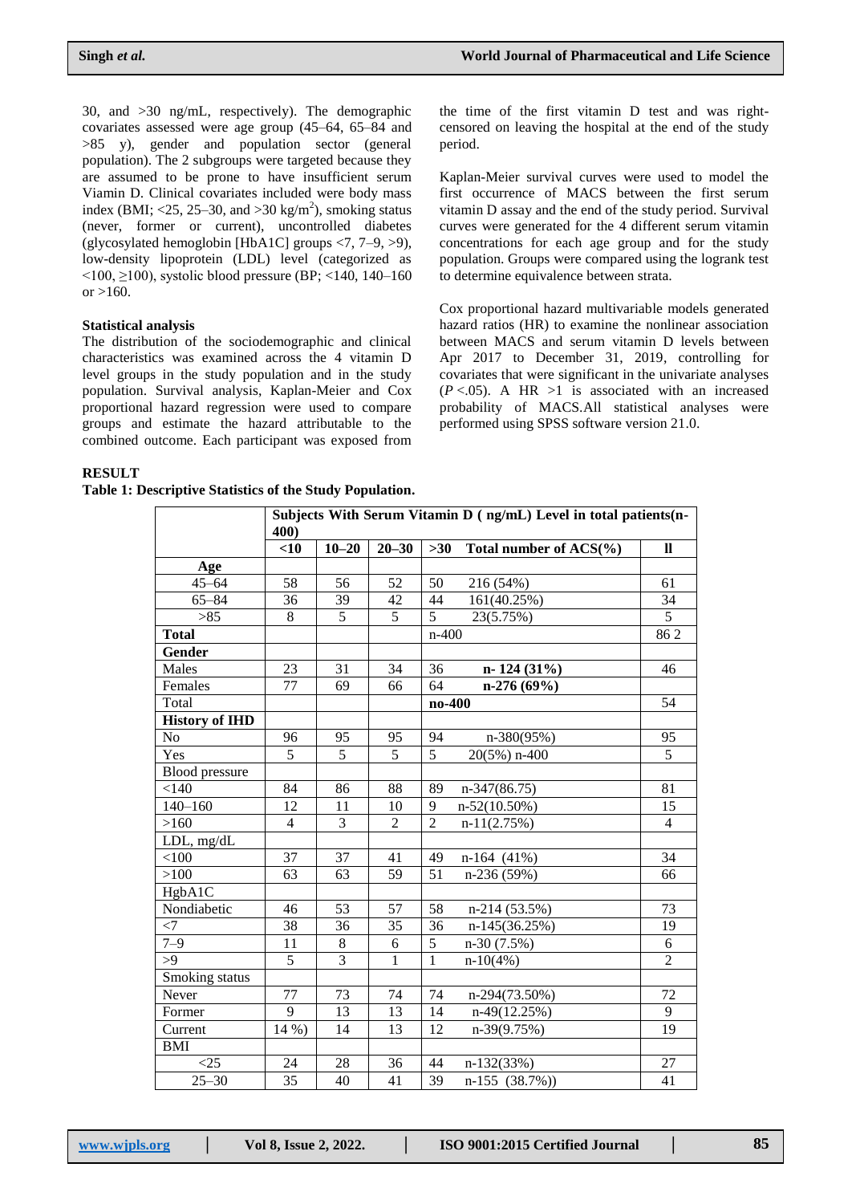30, and >30 ng/mL, respectively). The demographic covariates assessed were age group (45–64, 65–84 and >85 y), gender and population sector (general population). The 2 subgroups were targeted because they are assumed to be prone to have insufficient serum Viamin D. Clinical covariates included were body mass index (BMI; <25, 25–30, and >30 kg/m$^2$), smoking status (never, former or current), uncontrolled diabetes (glycosylated hemoglobin [HbA1C] groups <7, 7–9, >9), low-density lipoprotein (LDL) level (categorized as <100, ≥100), systolic blood pressure (BP; <140, 140–160 or >160.

### Statistical analysis

The distribution of the sociodemographic and clinical characteristics was examined across the 4 vitamin D level groups in the study population and in the study population. Survival analysis, Kaplan-Meier and Cox proportional hazard regression were used to compare groups and estimate the hazard attributable to the combined outcome. Each participant was exposed from the time of the first vitamin D test and was right-censored on leaving the hospital at the end of the study period.

Kaplan-Meier survival curves were used to model the first occurrence of MACS between the first serum vitamin D assay and the end of the study period. Survival curves were generated for the 4 different serum vitamin concentrations for each age group and for the study population. Groups were compared using the logrank test to determine equivalence between strata.

Cox proportional hazard multivariable models generated hazard ratios (HR) to examine the nonlinear association between MACS and serum vitamin D levels between Apr 2017 to December 31, 2019, controlling for covariates that were significant in the univariate analyses ($P$ <.05). A HR >1 is associated with an increased probability of MACS.All statistical analyses were performed using SPSS software version 21.0.

## RESULT

**Table 1: Descriptive Statistics of the Study Population.**

| | **Subjects With Serum Vitamin D ( ng/mL) Level in total patients(n-400)** | | | | | |
|---|---|---|---|---|---|---|
| | **<10** | **10–20** | **20–30** | **>30** | **Total number of ACS(%)** | **ll** |
| **Age** | | | | | | |
| 45–64 | 58 | 56 | 52 | 50 | 216 (54%) | 61 |
| 65–84 | 36 | 39 | 42 | 44 | 161(40.25%) | 34 |
| >85 | 8 | 5 | 5 | 5 | 23(5.75%) | 5 |
| **Total** | | | | n-400 | | 86 2 |
| **Gender** | | | | | | |
| Males | 23 | 31 | 34 | 36 | **n- 124 (31%)** | 46 |
| Females | 77 | 69 | 66 | 64 | **n-276 (69%)** | |
| Total | | | | **no-400** | | 54 |
| **History of IHD** | | | | | | |
| No | 96 | 95 | 95 | 94 | n-380(95%) | 95 |
| Yes | 5 | 5 | 5 | 5 | 20(5%) n-400 | 5 |
| Blood pressure | | | | | | |
| <140 | 84 | 86 | 88 | 89 | n-347(86.75) | 81 |
| 140–160 | 12 | 11 | 10 | 9 | n-52(10.50%) | 15 |
| >160 | 4 | 3 | 2 | 2 | n-11(2.75%) | 4 |
| LDL, mg/dL | | | | | | |
| <100 | 37 | 37 | 41 | 49 | n-164 (41%) | 34 |
| >100 | 63 | 63 | 59 | 51 | n-236 (59%) | 66 |
| HgbA1C | | | | | | |
| Nondiabetic | 46 | 53 | 57 | 58 | n-214 (53.5%) | 73 |
| <7 | 38 | 36 | 35 | 36 | n-145(36.25%) | 19 |
| 7–9 | 11 | 8 | 6 | 5 | n-30 (7.5%) | 6 |
| >9 | 5 | 3 | 1 | 1 | n-10(4%) | 2 |
| Smoking status | | | | | | |
| Never | 77 | 73 | 74 | 74 | n-294(73.50%) | 72 |
| Former | 9 | 13 | 13 | 14 | n-49(12.25%) | 9 |
| Current | 14 %) | 14 | 13 | 12 | n-39(9.75%) | 19 |
| BMI | | | | | | |
| <25 | 24 | 28 | 36 | 44 | n-132(33%) | 27 |
| 25–30 | 35 | 40 | 41 | 39 | n-155 (38.7%)) | 41 |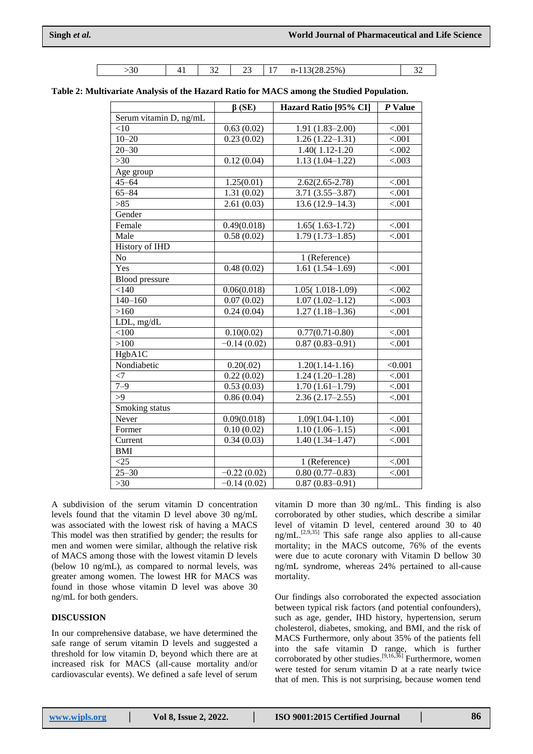| >30 | 41 | 32 | 23 | 17 | n-113(28.25%) | 32 |
|---|---|---|---|---|---|---|

**Table 2: Multivariate Analysis of the Hazard Ratio for MACS among the Studied Population.**

| | β (SE) | Hazard Ratio [95% CI] | *P* Value |
|---|---|---|---|
| Serum vitamin D, ng/mL | | | |
| <10 | 0.63 (0.02) | 1.91 (1.83–2.00) | <.001 |
| 10–20 | 0.23 (0.02) | 1.26 (1.22–1.31) | <.001 |
| 20–30 | | 1.40( 1.12-1.20 | <.002 |
| >30 | 0.12 (0.04) | 1.13 (1.04–1.22) | <.003 |
| Age group | | | |
| 45–64 | 1.25(0.01) | 2.62(2.65-2.78) | <.001 |
| 65–84 | 1.31 (0.02) | 3.71 (3.55–3.87) | <.001 |
| >85 | 2.61 (0.03) | 13.6 (12.9–14.3) | <.001 |
| Gender | | | |
| Female | 0.49(0.018) | 1.65( 1.63-1.72) | <.001 |
| Male | 0.58 (0.02) | 1.79 (1.73–1.85) | <.001 |
| History of IHD | | | |
| No | | 1 (Reference) | |
| Yes | 0.48 (0.02) | 1.61 (1.54–1.69) | <.001 |
| Blood pressure | | | |
| <140 | 0.06(0.018) | 1.05( 1.018-1.09) | <.002 |
| 140–160 | 0.07 (0.02) | 1.07 (1.02–1.12) | <.003 |
| >160 | 0.24 (0.04) | 1.27 (1.18–1.36) | <.001 |
| LDL, mg/dL | | | |
| <100 | 0.10(0.02) | 0.77(0.71-0.80) | <.001 |
| >100 | −0.14 (0.02) | 0.87 (0.83–0.91) | <.001 |
| HgbA1C | | | |
| Nondiabetic | 0.20(.02) | 1.20(1.14-1.16) | <0.001 |
| <7 | 0.22 (0.02) | 1.24 (1.20–1.28) | <.001 |
| 7–9 | 0.53 (0.03) | 1.70 (1.61–1.79) | <.001 |
| >9 | 0.86 (0.04) | 2.36 (2.17–2.55) | <.001 |
| Smoking status | | | |
| Never | 0.09(0.018) | 1.09(1.04-1.10) | <.001 |
| Former | 0.10 (0.02) | 1.10 (1.06–1.15) | <.001 |
| Current | 0.34 (0.03) | 1.40 (1.34–1.47) | <.001 |
| BMI | | | |
| <25 | | 1 (Reference) | <.001 |
| 25–30 | −0.22 (0.02) | 0.80 (0.77–0.83) | <.001 |
| >30 | −0.14 (0.02) | 0.87 (0.83–0.91) | |

A subdivision of the serum vitamin D concentration levels found that the vitamin D level above 30 ng/mL was associated with the lowest risk of having a MACS This model was then stratified by gender; the results for men and women were similar, although the relative risk of MACS among those with the lowest vitamin D levels (below 10 ng/mL), as compared to normal levels, was greater among women. The lowest HR for MACS was found in those whose vitamin D level was above 30 ng/mL for both genders.

## DISCUSSION

In our comprehensive database, we have determined the safe range of serum vitamin D levels and suggested a threshold for low vitamin D, beyond which there are at increased risk for MACS (all-cause mortality and/or cardiovascular events). We defined a safe level of serum vitamin D more than 30 ng/mL. This finding is also corroborated by other studies, which describe a similar level of vitamin D level, centered around 30 to 40 ng/mL.[2,9,35] This safe range also applies to all-cause mortality; in the MACS outcome, 76% of the events were due to acute coronary with Vitamin D bellow 30 ng/mL syndrome, whereas 24% pertained to all-cause mortality.

Our findings also corroborated the expected association between typical risk factors (and potential confounders), such as age, gender, IHD history, hypertension, serum cholesterol, diabetes, smoking, and BMI, and the risk of MACS Furthermore, only about 35% of the patients fell into the safe vitamin D range, which is further corroborated by other studies.[9,16,36] Furthermore, women were tested for serum vitamin D at a rate nearly twice that of men. This is not surprising, because women tend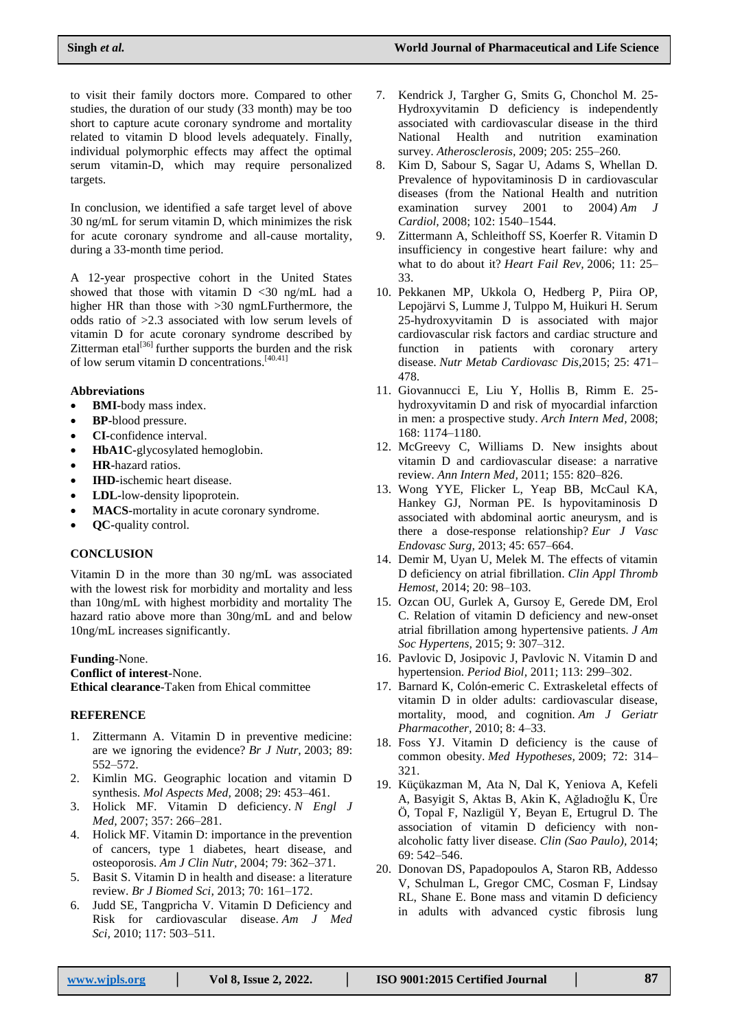to visit their family doctors more. Compared to other studies, the duration of our study (33 month) may be too short to capture acute coronary syndrome and mortality related to vitamin D blood levels adequately. Finally, individual polymorphic effects may affect the optimal serum vitamin-D, which may require personalized targets.

In conclusion, we identified a safe target level of above 30 ng/mL for serum vitamin D, which minimizes the risk for acute coronary syndrome and all-cause mortality, during a 33-month time period.

A 12-year prospective cohort in the United States showed that those with vitamin D <30 ng/mL had a higher HR than those with >30 ngmLFurthermore, the odds ratio of >2.3 associated with low serum levels of vitamin D for acute coronary syndrome described by Zitterman etal[36] further supports the burden and the risk of low serum vitamin D concentrations.[40,41]

### Abbreviations

- **BMI**-body mass index.
- **BP**-blood pressure.
- **CI**-confidence interval.
- **HbA1C**-glycosylated hemoglobin.
- **HR**-hazard ratios.
- **IHD**-ischemic heart disease.
- **LDL**-low-density lipoprotein.
- **MACS**-mortality in acute coronary syndrome.
- **QC**-quality control.

## CONCLUSION

Vitamin D in the more than 30 ng/mL was associated with the lowest risk for morbidity and mortality and less than 10ng/mL with highest morbidity and mortality The hazard ratio above more than 30ng/mL and and below 10ng/mL increases significantly.

**Funding**-None.
**Conflict of interest**-None.
**Ethical clearance**-Taken from Ehical committee

## REFERENCE

1. Zittermann A. Vitamin D in preventive medicine: are we ignoring the evidence? *Br J Nutr,* 2003; 89: 552–572.
2. Kimlin MG. Geographic location and vitamin D synthesis. *Mol Aspects Med,* 2008; 29: 453–461.
3. Holick MF. Vitamin D deficiency. *N Engl J Med,* 2007; 357: 266–281.
4. Holick MF. Vitamin D: importance in the prevention of cancers, type 1 diabetes, heart disease, and osteoporosis. *Am J Clin Nutr,* 2004; 79: 362–371.
5. Basit S. Vitamin D in health and disease: a literature review. *Br J Biomed Sci,* 2013; 70: 161–172.
6. Judd SE, Tangpricha V. Vitamin D Deficiency and Risk for cardiovascular disease. *Am J Med Sci,* 2010; 117: 503–511.
7. Kendrick J, Targher G, Smits G, Chonchol M. 25-Hydroxyvitamin D deficiency is independently associated with cardiovascular disease in the third National Health and nutrition examination survey. *Atherosclerosis,* 2009; 205: 255–260.
8. Kim D, Sabour S, Sagar U, Adams S, Whellan D. Prevalence of hypovitaminosis D in cardiovascular diseases (from the National Health and nutrition examination survey 2001 to 2004) *Am J Cardiol,* 2008; 102: 1540–1544.
9. Zittermann A, Schleithoff SS, Koerfer R. Vitamin D insufficiency in congestive heart failure: why and what to do about it? *Heart Fail Rev,* 2006; 11: 25–33.
10. Pekkanen MP, Ukkola O, Hedberg P, Piira OP, Lepojärvi S, Lumme J, Tulppo M, Huikuri H. Serum 25-hydroxyvitamin D is associated with major cardiovascular risk factors and cardiac structure and function in patients with coronary artery disease. *Nutr Metab Cardiovasc Dis,*2015; 25: 471–478.
11. Giovannucci E, Liu Y, Hollis B, Rimm E. 25-hydroxyvitamin D and risk of myocardial infarction in men: a prospective study. *Arch Intern Med,* 2008; 168: 1174–1180.
12. McGreevy C, Williams D. New insights about vitamin D and cardiovascular disease: a narrative review. *Ann Intern Med,* 2011; 155: 820–826.
13. Wong YYE, Flicker L, Yeap BB, McCaul KA, Hankey GJ, Norman PE. Is hypovitaminosis D associated with abdominal aortic aneurysm, and is there a dose-response relationship? *Eur J Vasc Endovasc Surg,* 2013; 45: 657–664.
14. Demir M, Uyan U, Melek M. The effects of vitamin D deficiency on atrial fibrillation. *Clin Appl Thromb Hemost,* 2014; 20: 98–103.
15. Ozcan OU, Gurlek A, Gursoy E, Gerede DM, Erol C. Relation of vitamin D deficiency and new-onset atrial fibrillation among hypertensive patients. *J Am Soc Hypertens,* 2015; 9: 307–312.
16. Pavlovic D, Josipovic J, Pavlovic N. Vitamin D and hypertension. *Period Biol,* 2011; 113: 299–302.
17. Barnard K, Colón-emeric C. Extraskeletal effects of vitamin D in older adults: cardiovascular disease, mortality, mood, and cognition. *Am J Geriatr Pharmacother,* 2010; 8: 4–33.
18. Foss YJ. Vitamin D deficiency is the cause of common obesity. *Med Hypotheses,* 2009; 72: 314–321.
19. Küçükazman M, Ata N, Dal K, Yeniova A, Kefeli A, Basyigit S, Aktas B, Akin K, Ağladıoğlu K, Üre Ö, Topal F, Nazligül Y, Beyan E, Ertugrul D. The association of vitamin D deficiency with non-alcoholic fatty liver disease. *Clin (Sao Paulo),* 2014; 69: 542–546.
20. Donovan DS, Papadopoulos A, Staron RB, Addesso V, Schulman L, Gregor CMC, Cosman F, Lindsay RL, Shane E. Bone mass and vitamin D deficiency in adults with advanced cystic fibrosis lung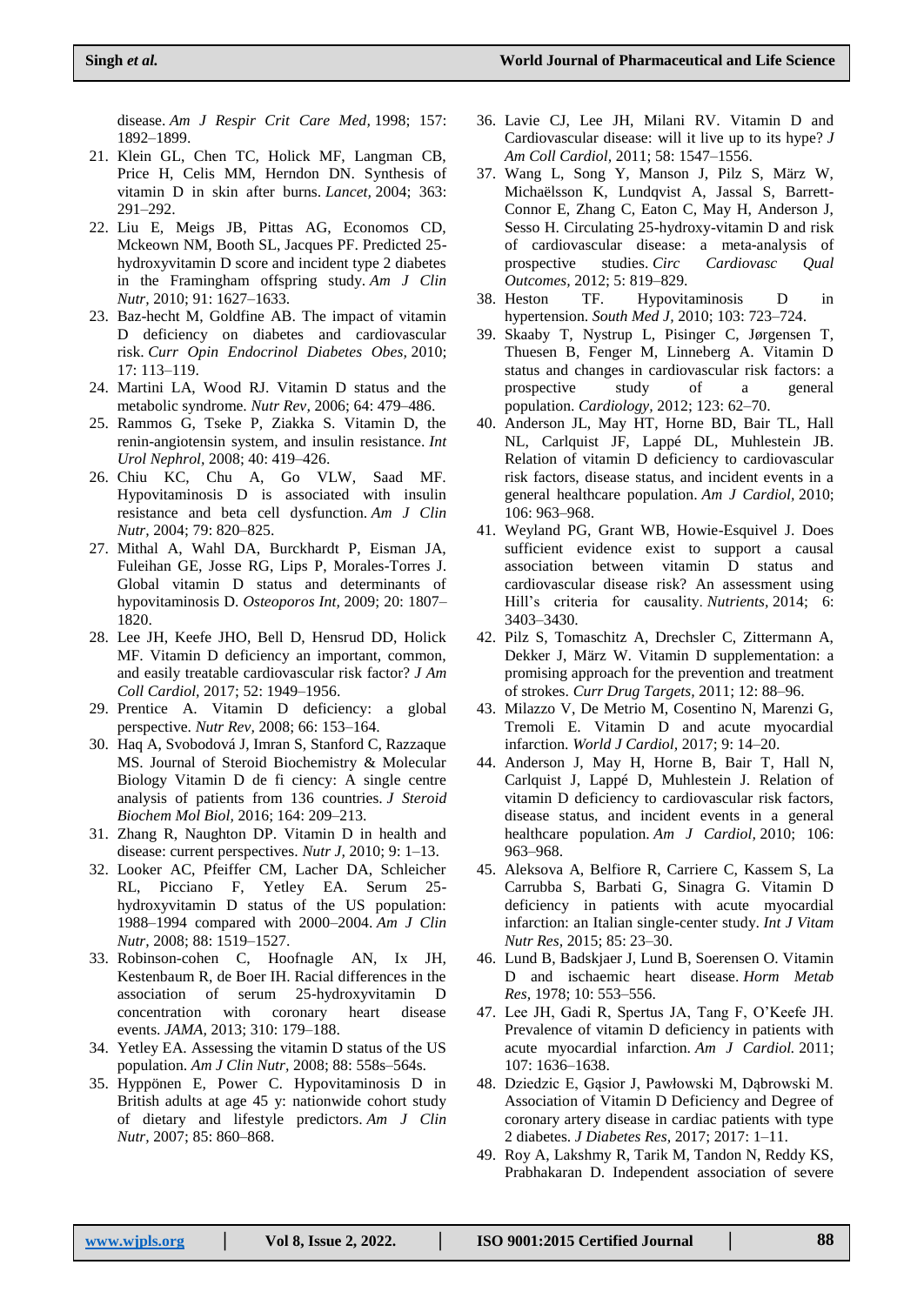disease. *Am J Respir Crit Care Med,* 1998; 157: 1892–1899.

21. Klein GL, Chen TC, Holick MF, Langman CB, Price H, Celis MM, Herndon DN. Synthesis of vitamin D in skin after burns. *Lancet,* 2004; 363: 291–292.
22. Liu E, Meigs JB, Pittas AG, Economos CD, Mckeown NM, Booth SL, Jacques PF. Predicted 25-hydroxyvitamin D score and incident type 2 diabetes in the Framingham offspring study. *Am J Clin Nutr,* 2010; 91: 1627–1633.
23. Baz-hecht M, Goldfine AB. The impact of vitamin D deficiency on diabetes and cardiovascular risk. *Curr Opin Endocrinol Diabetes Obes,* 2010; 17: 113–119.
24. Martini LA, Wood RJ. Vitamin D status and the metabolic syndrome. *Nutr Rev,* 2006; 64: 479–486.
25. Rammos G, Tseke P, Ziakka S. Vitamin D, the renin-angiotensin system, and insulin resistance. *Int Urol Nephrol,* 2008; 40: 419–426.
26. Chiu KC, Chu A, Go VLW, Saad MF. Hypovitaminosis D is associated with insulin resistance and beta cell dysfunction. *Am J Clin Nutr,* 2004; 79: 820–825.
27. Mithal A, Wahl DA, Burckhardt P, Eisman JA, Fuleihan GE, Josse RG, Lips P, Morales-Torres J. Global vitamin D status and determinants of hypovitaminosis D. *Osteoporos Int,* 2009; 20: 1807–1820.
28. Lee JH, Keefe JHO, Bell D, Hensrud DD, Holick MF. Vitamin D deficiency an important, common, and easily treatable cardiovascular risk factor? *J Am Coll Cardiol,* 2017; 52: 1949–1956.
29. Prentice A. Vitamin D deficiency: a global perspective. *Nutr Rev,* 2008; 66: 153–164.
30. Haq A, Svobodová J, Imran S, Stanford C, Razzaque MS. Journal of Steroid Biochemistry & Molecular Biology Vitamin D de fi ciency: A single centre analysis of patients from 136 countries. *J Steroid Biochem Mol Biol,* 2016; 164: 209–213.
31. Zhang R, Naughton DP. Vitamin D in health and disease: current perspectives. *Nutr J,* 2010; 9: 1–13.
32. Looker AC, Pfeiffer CM, Lacher DA, Schleicher RL, Picciano F, Yetley EA. Serum 25-hydroxyvitamin D status of the US population: 1988–1994 compared with 2000–2004. *Am J Clin Nutr,* 2008; 88: 1519–1527.
33. Robinson-cohen C, Hoofnagle AN, Ix JH, Kestenbaum R, de Boer IH. Racial differences in the association of serum 25-hydroxyvitamin D concentration with coronary heart disease events. *JAMA,* 2013; 310: 179–188.
34. Yetley EA. Assessing the vitamin D status of the US population. *Am J Clin Nutr,* 2008; 88: 558s–564s.
35. Hyppönen E, Power C. Hypovitaminosis D in British adults at age 45 y: nationwide cohort study of dietary and lifestyle predictors. *Am J Clin Nutr,* 2007; 85: 860–868.
36. Lavie CJ, Lee JH, Milani RV. Vitamin D and Cardiovascular disease: will it live up to its hype? *J Am Coll Cardiol,* 2011; 58: 1547–1556.
37. Wang L, Song Y, Manson J, Pilz S, März W, Michaëlsson K, Lundqvist A, Jassal S, Barrett-Connor E, Zhang C, Eaton C, May H, Anderson J, Sesso H. Circulating 25-hydroxy-vitamin D and risk of cardiovascular disease: a meta-analysis of prospective studies. *Circ Cardiovasc Qual Outcomes,* 2012; 5: 819–829.
38. Heston TF. Hypovitaminosis D in hypertension. *South Med J,* 2010; 103: 723–724.
39. Skaaby T, Nystrup L, Pisinger C, Jørgensen T, Thuesen B, Fenger M, Linneberg A. Vitamin D status and changes in cardiovascular risk factors: a prospective study of a general population. *Cardiology,* 2012; 123: 62–70.
40. Anderson JL, May HT, Horne BD, Bair TL, Hall NL, Carlquist JF, Lappé DL, Muhlestein JB. Relation of vitamin D deficiency to cardiovascular risk factors, disease status, and incident events in a general healthcare population. *Am J Cardiol,* 2010; 106: 963–968.
41. Weyland PG, Grant WB, Howie-Esquivel J. Does sufficient evidence exist to support a causal association between vitamin D status and cardiovascular disease risk? An assessment using Hill's criteria for causality. *Nutrients,* 2014; 6: 3403–3430.
42. Pilz S, Tomaschitz A, Drechsler C, Zittermann A, Dekker J, März W. Vitamin D supplementation: a promising approach for the prevention and treatment of strokes. *Curr Drug Targets,* 2011; 12: 88–96.
43. Milazzo V, De Metrio M, Cosentino N, Marenzi G, Tremoli E. Vitamin D and acute myocardial infarction. *World J Cardiol,* 2017; 9: 14–20.
44. Anderson J, May H, Horne B, Bair T, Hall N, Carlquist J, Lappé D, Muhlestein J. Relation of vitamin D deficiency to cardiovascular risk factors, disease status, and incident events in a general healthcare population. *Am J Cardiol,* 2010; 106: 963–968.
45. Aleksova A, Belfiore R, Carriere C, Kassem S, La Carrubba S, Barbati G, Sinagra G. Vitamin D deficiency in patients with acute myocardial infarction: an Italian single-center study. *Int J Vitam Nutr Res,* 2015; 85: 23–30.
46. Lund B, Badskjaer J, Lund B, Soerensen O. Vitamin D and ischaemic heart disease. *Horm Metab Res,* 1978; 10: 553–556.
47. Lee JH, Gadi R, Spertus JA, Tang F, O'Keefe JH. Prevalence of vitamin D deficiency in patients with acute myocardial infarction. *Am J Cardiol.* 2011; 107: 1636–1638.
48. Dziedzic E, Gąsior J, Pawłowski M, Dąbrowski M. Association of Vitamin D Deficiency and Degree of coronary artery disease in cardiac patients with type 2 diabetes. *J Diabetes Res,* 2017; 2017: 1–11.
49. Roy A, Lakshmy R, Tarik M, Tandon N, Reddy KS, Prabhakaran D. Independent association of severe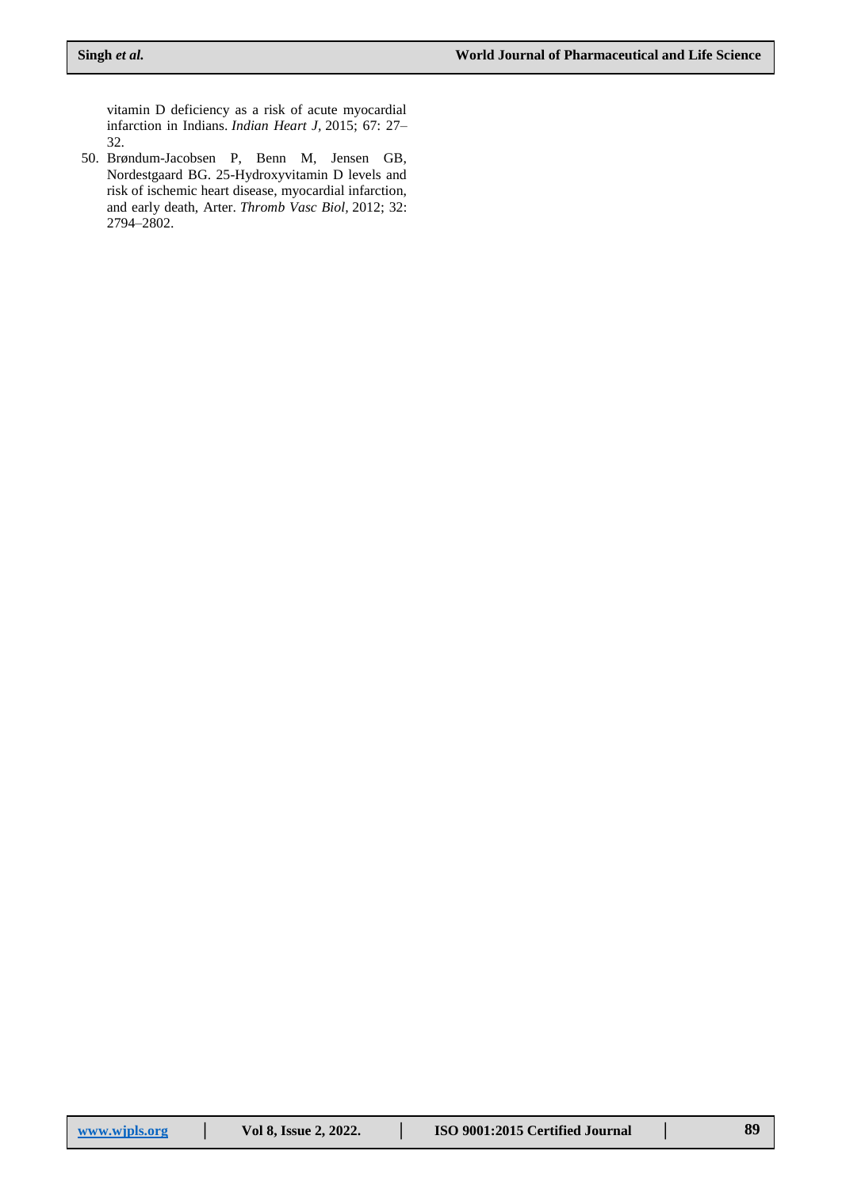vitamin D deficiency as a risk of acute myocardial infarction in Indians. *Indian Heart J*, 2015; 67: 27–32.

50. Brøndum-Jacobsen P, Benn M, Jensen GB, Nordestgaard BG. 25-Hydroxyvitamin D levels and risk of ischemic heart disease, myocardial infarction, and early death, Arter. *Thromb Vasc Biol,* 2012; 32: 2794–2802.